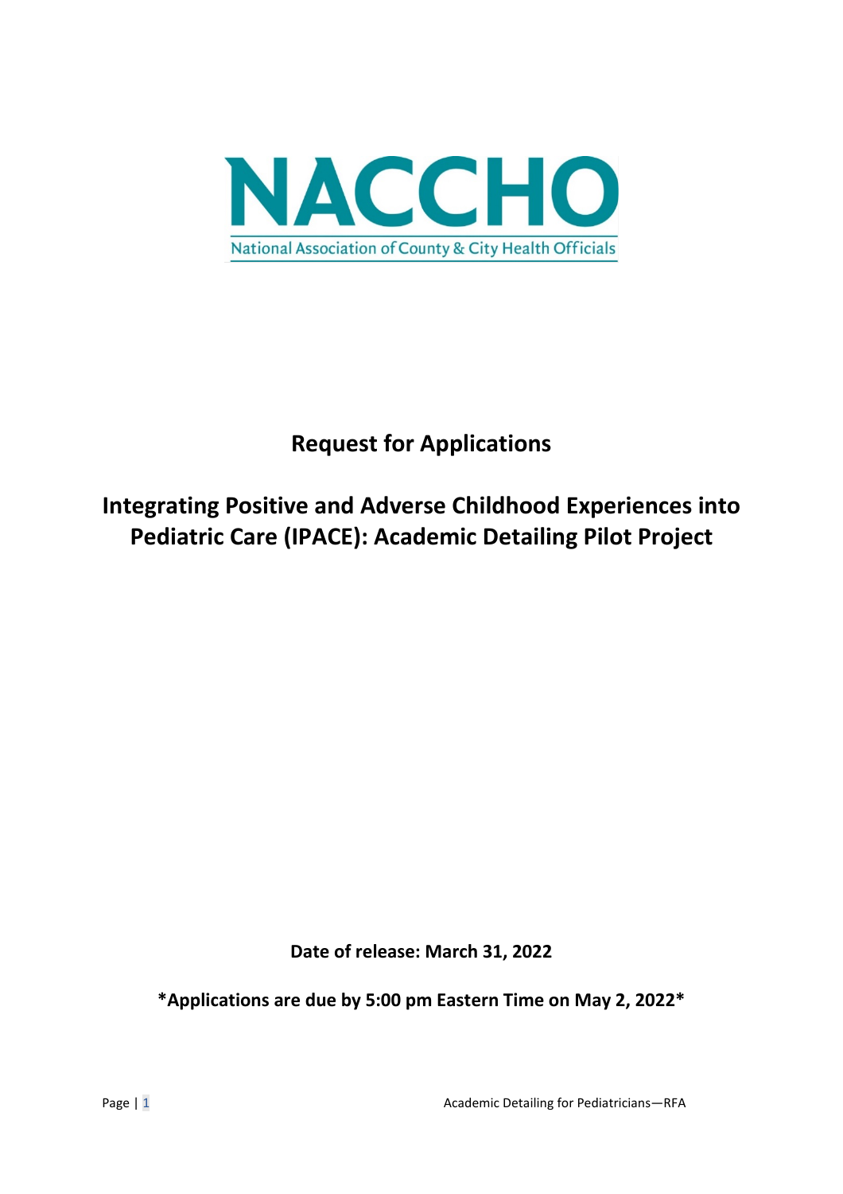NACCHO

National Association of County & City Health Officials

# Request for Applications

# Integrating Positive and Adverse Childhood Experiences into Pediatric Care (IPACE): Academic Detailing Pilot Project

**Date of release: March 31, 2022**

**\*Applications are due by 5:00 pm Eastern Time on May 2, 2022\***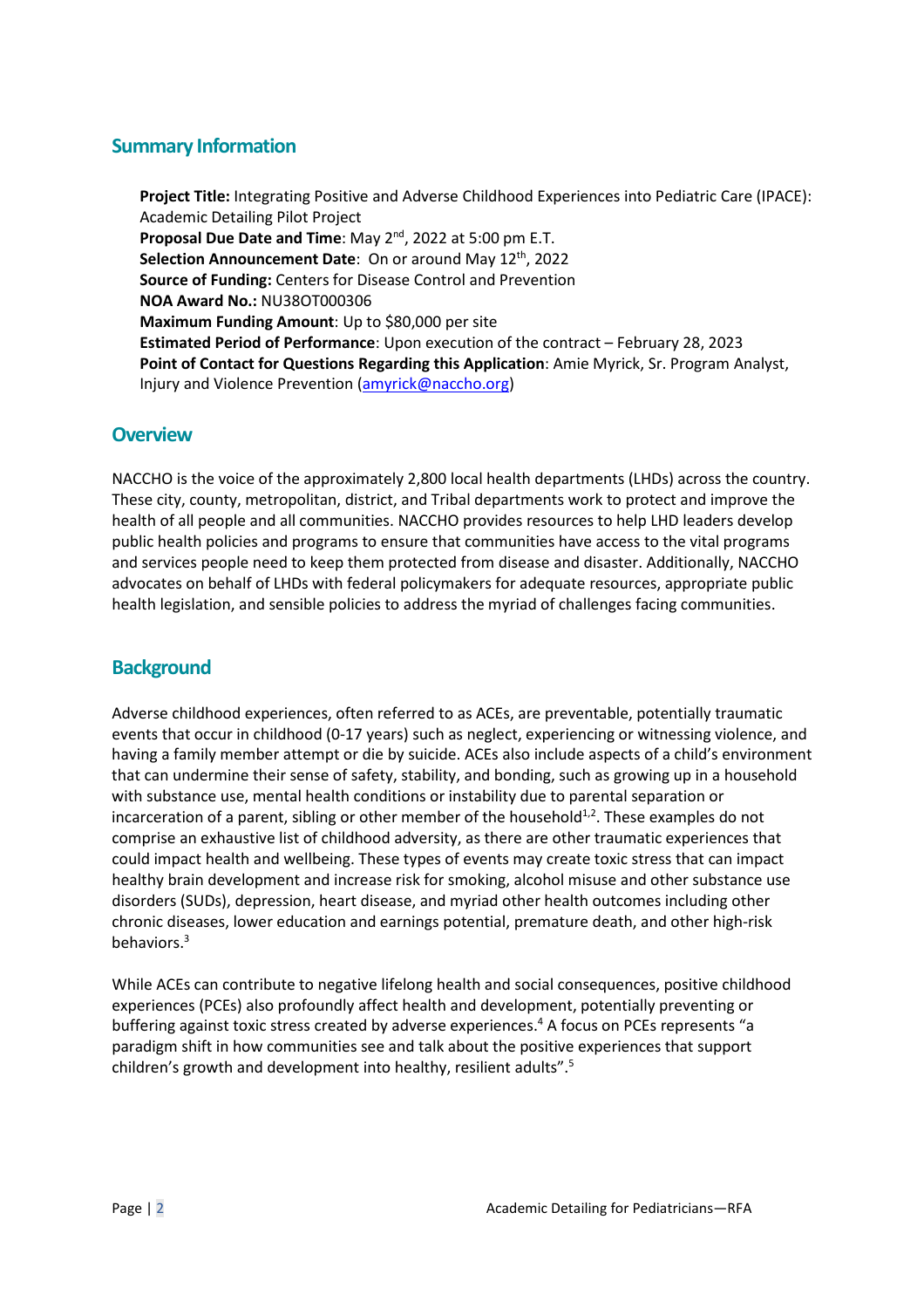## Summary Information

**Project Title:** Integrating Positive and Adverse Childhood Experiences into Pediatric Care (IPACE): Academic Detailing Pilot Project
**Proposal Due Date and Time**: May 2nd, 2022 at 5:00 pm E.T.
**Selection Announcement Date**: On or around May 12th, 2022
**Source of Funding:** Centers for Disease Control and Prevention
**NOA Award No.:** NU38OT000306
**Maximum Funding Amount**: Up to $80,000 per site
**Estimated Period of Performance**: Upon execution of the contract – February 28, 2023
**Point of Contact for Questions Regarding this Application**: Amie Myrick, Sr. Program Analyst, Injury and Violence Prevention (amyrick@naccho.org)

## Overview

NACCHO is the voice of the approximately 2,800 local health departments (LHDs) across the country. These city, county, metropolitan, district, and Tribal departments work to protect and improve the health of all people and all communities. NACCHO provides resources to help LHD leaders develop public health policies and programs to ensure that communities have access to the vital programs and services people need to keep them protected from disease and disaster. Additionally, NACCHO advocates on behalf of LHDs with federal policymakers for adequate resources, appropriate public health legislation, and sensible policies to address the myriad of challenges facing communities.

## Background

Adverse childhood experiences, often referred to as ACEs, are preventable, potentially traumatic events that occur in childhood (0-17 years) such as neglect, experiencing or witnessing violence, and having a family member attempt or die by suicide. ACEs also include aspects of a child's environment that can undermine their sense of safety, stability, and bonding, such as growing up in a household with substance use, mental health conditions or instability due to parental separation or incarceration of a parent, sibling or other member of the household[1,2]. These examples do not comprise an exhaustive list of childhood adversity, as there are other traumatic experiences that could impact health and wellbeing. These types of events may create toxic stress that can impact healthy brain development and increase risk for smoking, alcohol misuse and other substance use disorders (SUDs), depression, heart disease, and myriad other health outcomes including other chronic diseases, lower education and earnings potential, premature death, and other high-risk behaviors.[3]

While ACEs can contribute to negative lifelong health and social consequences, positive childhood experiences (PCEs) also profoundly affect health and development, potentially preventing or buffering against toxic stress created by adverse experiences.[4] A focus on PCEs represents "a paradigm shift in how communities see and talk about the positive experiences that support children's growth and development into healthy, resilient adults".[5]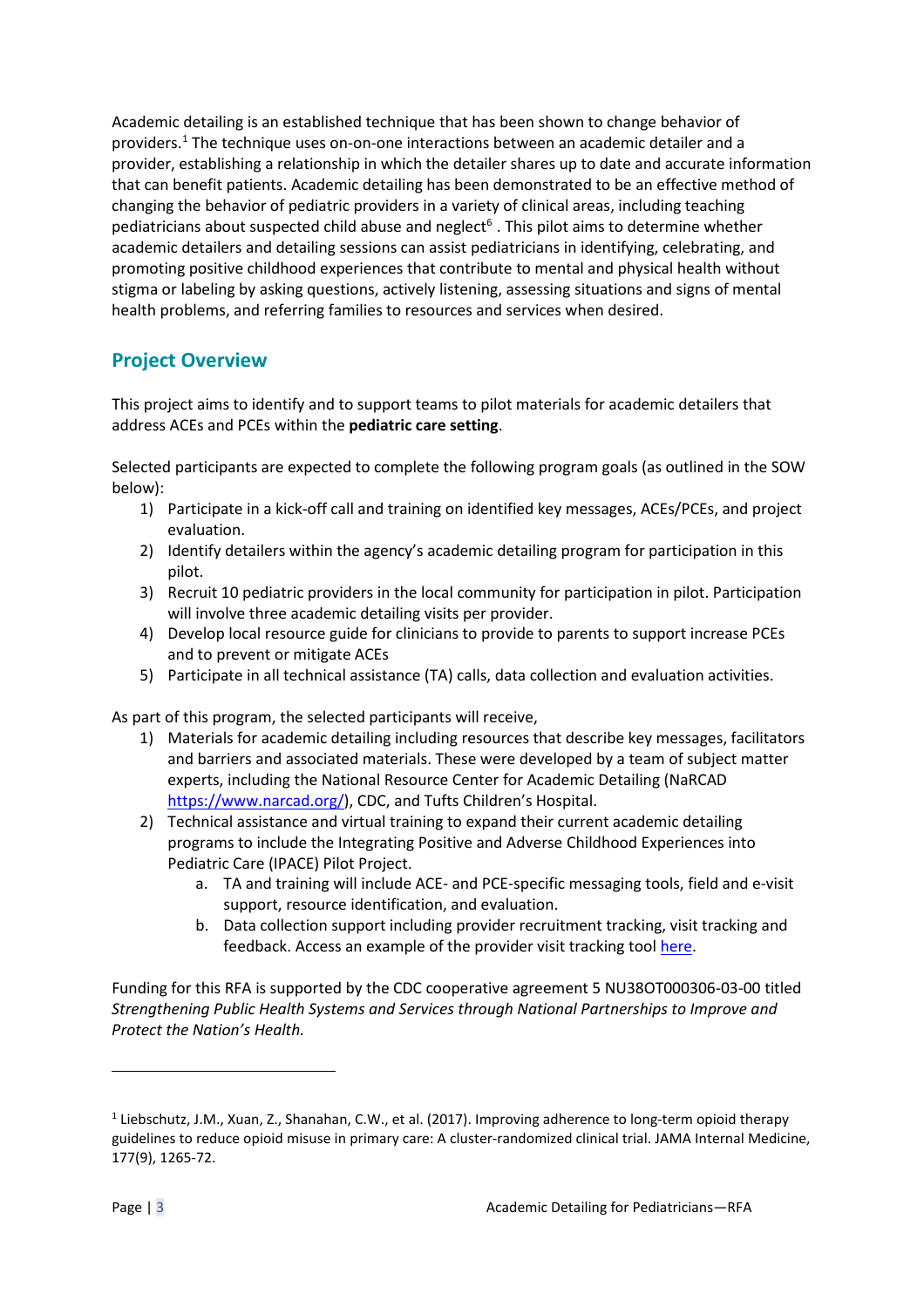Academic detailing is an established technique that has been shown to change behavior of providers.[1] The technique uses on-on-one interactions between an academic detailer and a provider, establishing a relationship in which the detailer shares up to date and accurate information that can benefit patients. Academic detailing has been demonstrated to be an effective method of changing the behavior of pediatric providers in a variety of clinical areas, including teaching pediatricians about suspected child abuse and neglect[6] . This pilot aims to determine whether academic detailers and detailing sessions can assist pediatricians in identifying, celebrating, and promoting positive childhood experiences that contribute to mental and physical health without stigma or labeling by asking questions, actively listening, assessing situations and signs of mental health problems, and referring families to resources and services when desired.

## Project Overview

This project aims to identify and to support teams to pilot materials for academic detailers that address ACEs and PCEs within the **pediatric care setting**.

Selected participants are expected to complete the following program goals (as outlined in the SOW below):

1) Participate in a kick-off call and training on identified key messages, ACEs/PCEs, and project evaluation.
2) Identify detailers within the agency's academic detailing program for participation in this pilot.
3) Recruit 10 pediatric providers in the local community for participation in pilot. Participation will involve three academic detailing visits per provider.
4) Develop local resource guide for clinicians to provide to parents to support increase PCEs and to prevent or mitigate ACEs
5) Participate in all technical assistance (TA) calls, data collection and evaluation activities.

As part of this program, the selected participants will receive,

1) Materials for academic detailing including resources that describe key messages, facilitators and barriers and associated materials. These were developed by a team of subject matter experts, including the National Resource Center for Academic Detailing (NaRCAD https://www.narcad.org/), CDC, and Tufts Children's Hospital.
2) Technical assistance and virtual training to expand their current academic detailing programs to include the Integrating Positive and Adverse Childhood Experiences into Pediatric Care (IPACE) Pilot Project.
    a. TA and training will include ACE- and PCE-specific messaging tools, field and e-visit support, resource identification, and evaluation.
    b. Data collection support including provider recruitment tracking, visit tracking and feedback. Access an example of the provider visit tracking tool here.

Funding for this RFA is supported by the CDC cooperative agreement 5 NU38OT000306-03-00 titled *Strengthening Public Health Systems and Services through National Partnerships to Improve and Protect the Nation's Health.*

---

[1] Liebschutz, J.M., Xuan, Z., Shanahan, C.W., et al. (2017). Improving adherence to long-term opioid therapy guidelines to reduce opioid misuse in primary care: A cluster-randomized clinical trial. JAMA Internal Medicine, 177(9), 1265-72.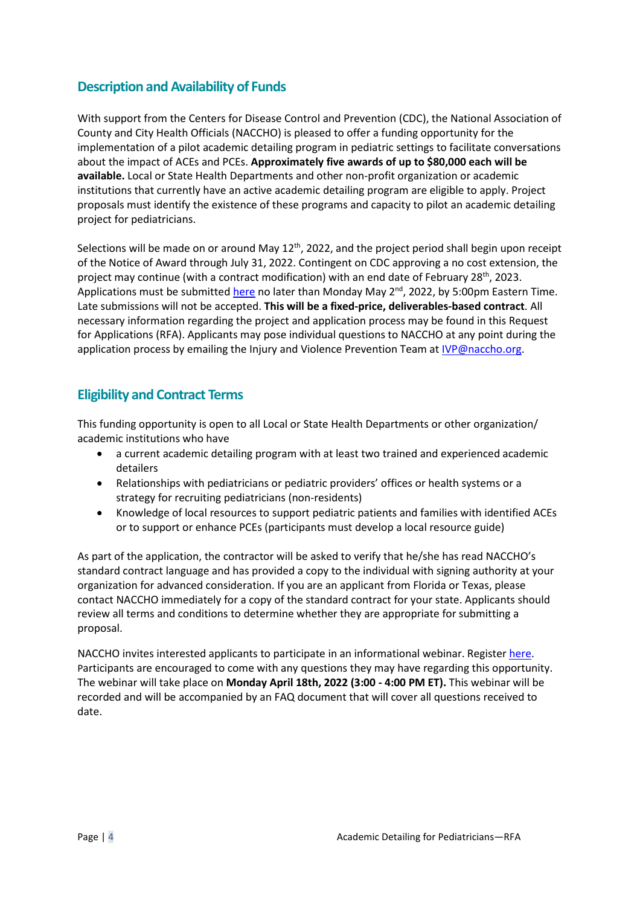## Description and Availability of Funds

With support from the Centers for Disease Control and Prevention (CDC), the National Association of County and City Health Officials (NACCHO) is pleased to offer a funding opportunity for the implementation of a pilot academic detailing program in pediatric settings to facilitate conversations about the impact of ACEs and PCEs. **Approximately five awards of up to $80,000 each will be available.** Local or State Health Departments and other non-profit organization or academic institutions that currently have an active academic detailing program are eligible to apply. Project proposals must identify the existence of these programs and capacity to pilot an academic detailing project for pediatricians.

Selections will be made on or around May 12th, 2022, and the project period shall begin upon receipt of the Notice of Award through July 31, 2022. Contingent on CDC approving a no cost extension, the project may continue (with a contract modification) with an end date of February 28th, 2023. Applications must be submitted here no later than Monday May 2nd, 2022, by 5:00pm Eastern Time. Late submissions will not be accepted. **This will be a fixed-price, deliverables-based contract**. All necessary information regarding the project and application process may be found in this Request for Applications (RFA). Applicants may pose individual questions to NACCHO at any point during the application process by emailing the Injury and Violence Prevention Team at IVP@naccho.org.

## Eligibility and Contract Terms

This funding opportunity is open to all Local or State Health Departments or other organization/ academic institutions who have

- a current academic detailing program with at least two trained and experienced academic detailers
- Relationships with pediatricians or pediatric providers' offices or health systems or a strategy for recruiting pediatricians (non-residents)
- Knowledge of local resources to support pediatric patients and families with identified ACEs or to support or enhance PCEs (participants must develop a local resource guide)

As part of the application, the contractor will be asked to verify that he/she has read NACCHO's standard contract language and has provided a copy to the individual with signing authority at your organization for advanced consideration. If you are an applicant from Florida or Texas, please contact NACCHO immediately for a copy of the standard contract for your state. Applicants should review all terms and conditions to determine whether they are appropriate for submitting a proposal.

NACCHO invites interested applicants to participate in an informational webinar. Register here. Participants are encouraged to come with any questions they may have regarding this opportunity. The webinar will take place on **Monday April 18th, 2022 (3:00 - 4:00 PM ET).** This webinar will be recorded and will be accompanied by an FAQ document that will cover all questions received to date.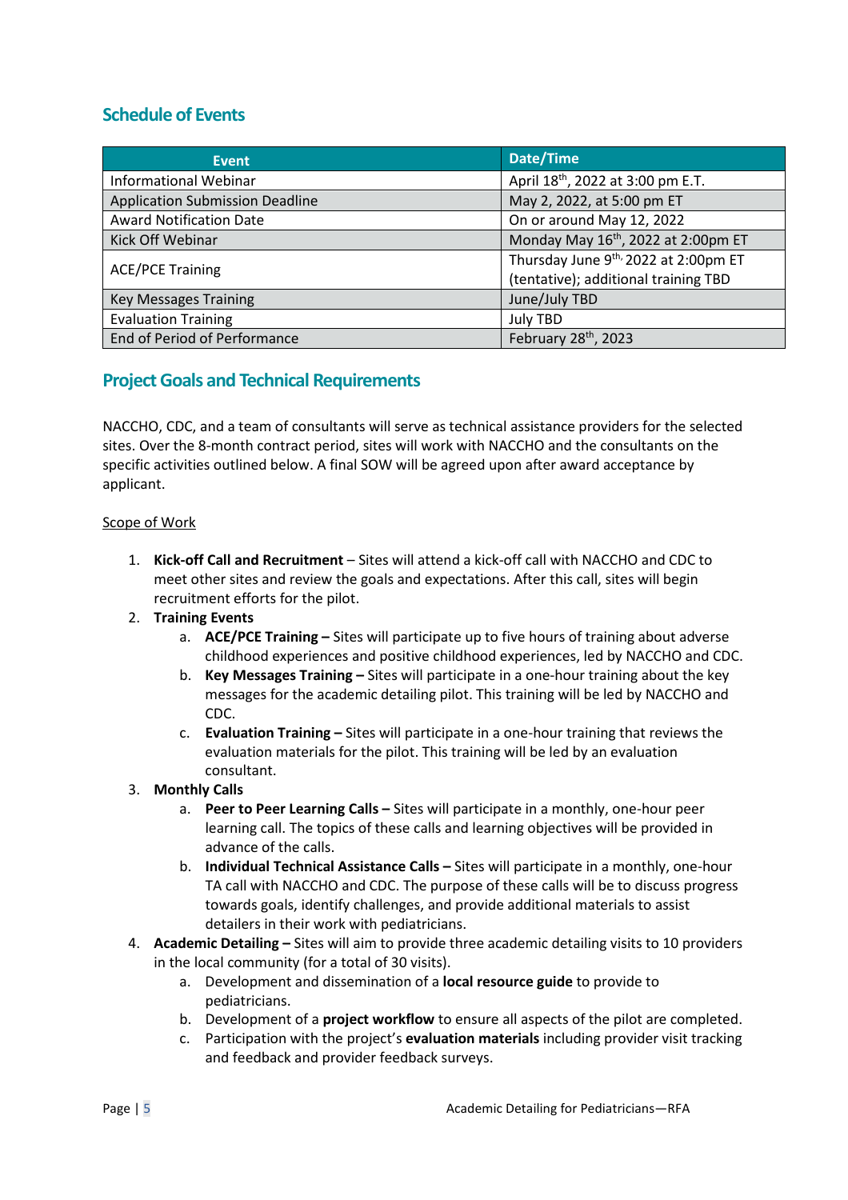## Schedule of Events

| Event | Date/Time |
|---|---|
| Informational Webinar | April 18th, 2022 at 3:00 pm E.T. |
| Application Submission Deadline | May 2, 2022, at 5:00 pm ET |
| Award Notification Date | On or around May 12, 2022 |
| Kick Off Webinar | Monday May 16th, 2022 at 2:00pm ET |
| ACE/PCE Training | Thursday June 9th, 2022 at 2:00pm ET (tentative); additional training TBD |
| Key Messages Training | June/July TBD |
| Evaluation Training | July TBD |
| End of Period of Performance | February 28th, 2023 |

## Project Goals and Technical Requirements

NACCHO, CDC, and a team of consultants will serve as technical assistance providers for the selected sites. Over the 8-month contract period, sites will work with NACCHO and the consultants on the specific activities outlined below. A final SOW will be agreed upon after award acceptance by applicant.

Scope of Work

1. **Kick-off Call and Recruitment** – Sites will attend a kick-off call with NACCHO and CDC to meet other sites and review the goals and expectations. After this call, sites will begin recruitment efforts for the pilot.
2. **Training Events**
    a. **ACE/PCE Training –** Sites will participate up to five hours of training about adverse childhood experiences and positive childhood experiences, led by NACCHO and CDC.
    b. **Key Messages Training –** Sites will participate in a one-hour training about the key messages for the academic detailing pilot. This training will be led by NACCHO and CDC.
    c. **Evaluation Training –** Sites will participate in a one-hour training that reviews the evaluation materials for the pilot. This training will be led by an evaluation consultant.
3. **Monthly Calls**
    a. **Peer to Peer Learning Calls –** Sites will participate in a monthly, one-hour peer learning call. The topics of these calls and learning objectives will be provided in advance of the calls.
    b. **Individual Technical Assistance Calls –** Sites will participate in a monthly, one-hour TA call with NACCHO and CDC. The purpose of these calls will be to discuss progress towards goals, identify challenges, and provide additional materials to assist detailers in their work with pediatricians.
4. **Academic Detailing –** Sites will aim to provide three academic detailing visits to 10 providers in the local community (for a total of 30 visits).
    a. Development and dissemination of a **local resource guide** to provide to pediatricians.
    b. Development of a **project workflow** to ensure all aspects of the pilot are completed.
    c. Participation with the project's **evaluation materials** including provider visit tracking and feedback and provider feedback surveys.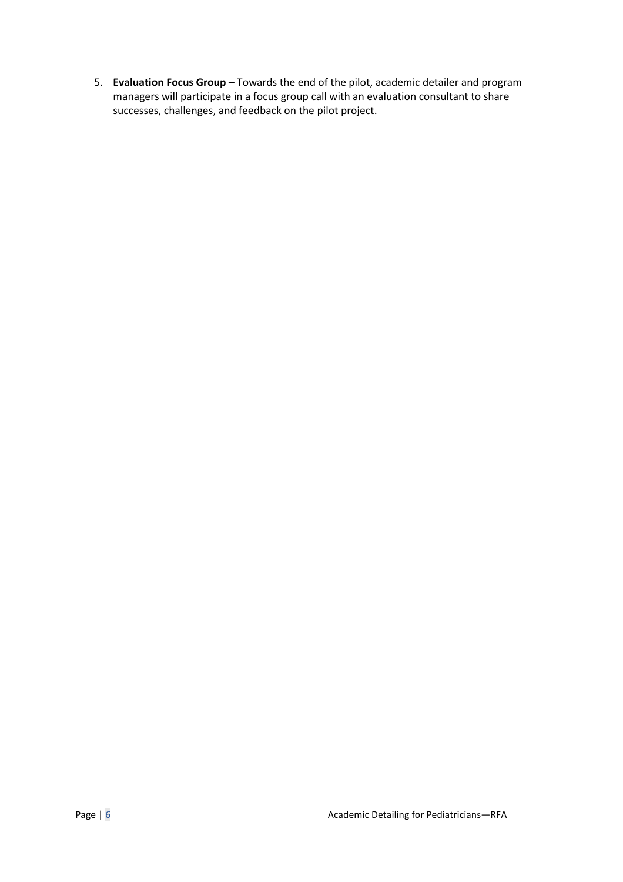5. **Evaluation Focus Group –** Towards the end of the pilot, academic detailer and program managers will participate in a focus group call with an evaluation consultant to share successes, challenges, and feedback on the pilot project.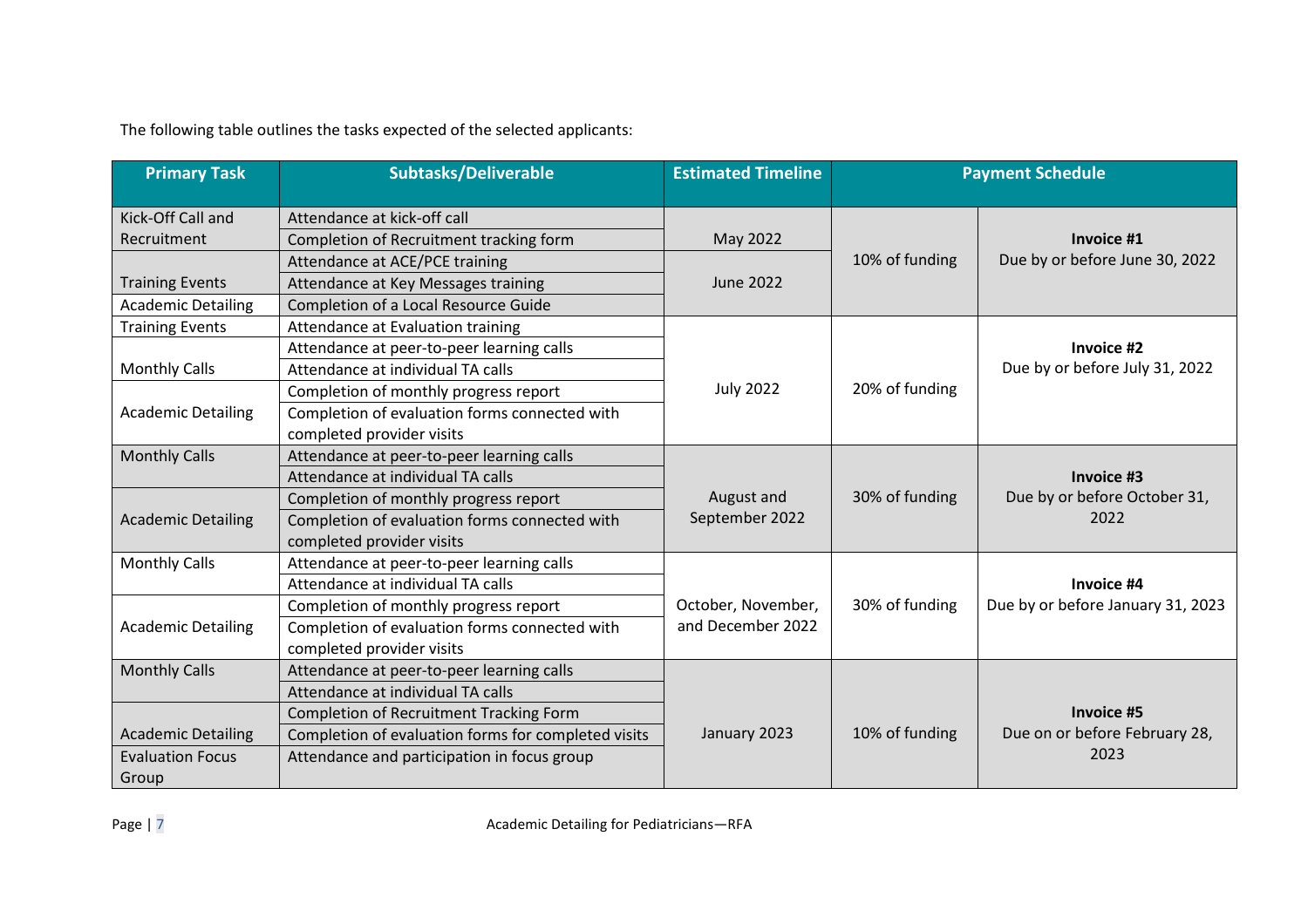The following table outlines the tasks expected of the selected applicants:

| Primary Task | Subtasks/Deliverable | Estimated Timeline | Payment Schedule | |
|---|---|---|---|---|
| Kick-Off Call and Recruitment | Attendance at kick-off call | May 2022 | 10% of funding | **Invoice #1** Due by or before June 30, 2022 |
| | Completion of Recruitment tracking form | | | |
| Training Events | Attendance at ACE/PCE training | June 2022 | | |
| | Attendance at Key Messages training | | | |
| Academic Detailing | Completion of a Local Resource Guide | | | |
| Training Events | Attendance at Evaluation training | July 2022 | 20% of funding | **Invoice #2** Due by or before July 31, 2022 |
| Monthly Calls | Attendance at peer-to-peer learning calls | | | |
| | Attendance at individual TA calls | | | |
| Academic Detailing | Completion of monthly progress report | | | |
| | Completion of evaluation forms connected with completed provider visits | | | |
| Monthly Calls | Attendance at peer-to-peer learning calls | August and September 2022 | 30% of funding | **Invoice #3** Due by or before October 31, 2022 |
| | Attendance at individual TA calls | | | |
| Academic Detailing | Completion of monthly progress report | | | |
| | Completion of evaluation forms connected with completed provider visits | | | |
| Monthly Calls | Attendance at peer-to-peer learning calls | October, November, and December 2022 | 30% of funding | **Invoice #4** Due by or before January 31, 2023 |
| | Attendance at individual TA calls | | | |
| Academic Detailing | Completion of monthly progress report | | | |
| | Completion of evaluation forms connected with completed provider visits | | | |
| Monthly Calls | Attendance at peer-to-peer learning calls | January 2023 | 10% of funding | **Invoice #5** Due on or before February 28, 2023 |
| | Attendance at individual TA calls | | | |
| Academic Detailing | Completion of Recruitment Tracking Form | | | |
| | Completion of evaluation forms for completed visits | | | |
| Evaluation Focus Group | Attendance and participation in focus group | | | |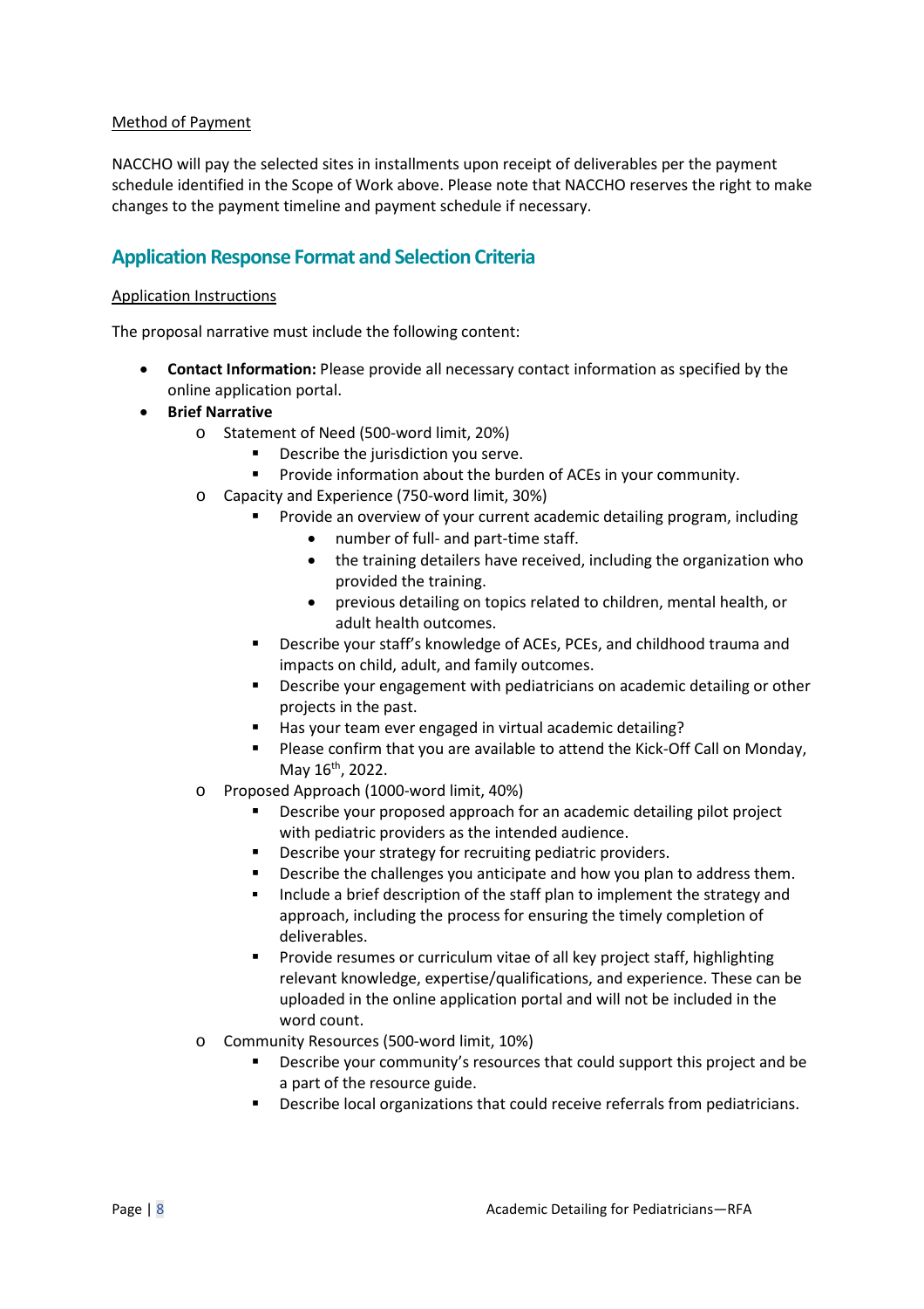Method of Payment

NACCHO will pay the selected sites in installments upon receipt of deliverables per the payment schedule identified in the Scope of Work above. Please note that NACCHO reserves the right to make changes to the payment timeline and payment schedule if necessary.

## Application Response Format and Selection Criteria

Application Instructions

The proposal narrative must include the following content:

- **Contact Information:** Please provide all necessary contact information as specified by the online application portal.
- **Brief Narrative**
  - Statement of Need (500-word limit, 20%)
    - Describe the jurisdiction you serve.
    - Provide information about the burden of ACEs in your community.
  - Capacity and Experience (750-word limit, 30%)
    - Provide an overview of your current academic detailing program, including
      - number of full- and part-time staff.
      - the training detailers have received, including the organization who provided the training.
      - previous detailing on topics related to children, mental health, or adult health outcomes.
    - Describe your staff's knowledge of ACEs, PCEs, and childhood trauma and impacts on child, adult, and family outcomes.
    - Describe your engagement with pediatricians on academic detailing or other projects in the past.
    - Has your team ever engaged in virtual academic detailing?
    - Please confirm that you are available to attend the Kick-Off Call on Monday, May 16th, 2022.
  - Proposed Approach (1000-word limit, 40%)
    - Describe your proposed approach for an academic detailing pilot project with pediatric providers as the intended audience.
    - Describe your strategy for recruiting pediatric providers.
    - Describe the challenges you anticipate and how you plan to address them.
    - Include a brief description of the staff plan to implement the strategy and approach, including the process for ensuring the timely completion of deliverables.
    - Provide resumes or curriculum vitae of all key project staff, highlighting relevant knowledge, expertise/qualifications, and experience. These can be uploaded in the online application portal and will not be included in the word count.
  - Community Resources (500-word limit, 10%)
    - Describe your community's resources that could support this project and be a part of the resource guide.
    - Describe local organizations that could receive referrals from pediatricians.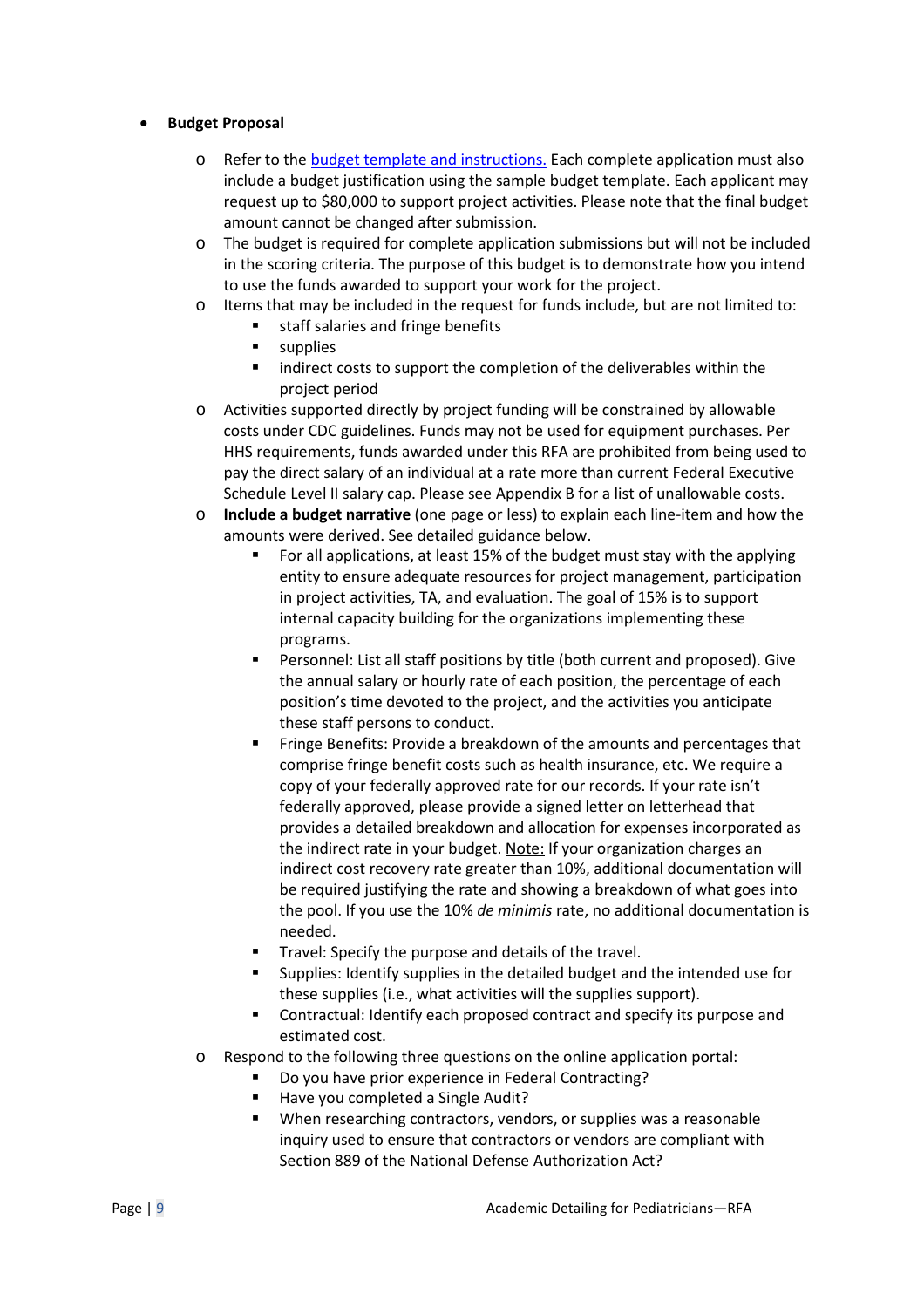- **Budget Proposal**
  - Refer to the [budget template and instructions.](#) Each complete application must also include a budget justification using the sample budget template. Each applicant may request up to $80,000 to support project activities. Please note that the final budget amount cannot be changed after submission.
  - The budget is required for complete application submissions but will not be included in the scoring criteria. The purpose of this budget is to demonstrate how you intend to use the funds awarded to support your work for the project.
  - Items that may be included in the request for funds include, but are not limited to:
    - staff salaries and fringe benefits
    - supplies
    - indirect costs to support the completion of the deliverables within the project period
  - Activities supported directly by project funding will be constrained by allowable costs under CDC guidelines. Funds may not be used for equipment purchases. Per HHS requirements, funds awarded under this RFA are prohibited from being used to pay the direct salary of an individual at a rate more than current Federal Executive Schedule Level II salary cap. Please see Appendix B for a list of unallowable costs.
  - **Include a budget narrative** (one page or less) to explain each line-item and how the amounts were derived. See detailed guidance below.
    - For all applications, at least 15% of the budget must stay with the applying entity to ensure adequate resources for project management, participation in project activities, TA, and evaluation. The goal of 15% is to support internal capacity building for the organizations implementing these programs.
    - Personnel: List all staff positions by title (both current and proposed). Give the annual salary or hourly rate of each position, the percentage of each position's time devoted to the project, and the activities you anticipate these staff persons to conduct.
    - Fringe Benefits: Provide a breakdown of the amounts and percentages that comprise fringe benefit costs such as health insurance, etc. We require a copy of your federally approved rate for our records. If your rate isn't federally approved, please provide a signed letter on letterhead that provides a detailed breakdown and allocation for expenses incorporated as the indirect rate in your budget. <u>Note:</u> If your organization charges an indirect cost recovery rate greater than 10%, additional documentation will be required justifying the rate and showing a breakdown of what goes into the pool. If you use the 10% *de minimis* rate, no additional documentation is needed.
    - Travel: Specify the purpose and details of the travel.
    - Supplies: Identify supplies in the detailed budget and the intended use for these supplies (i.e., what activities will the supplies support).
    - Contractual: Identify each proposed contract and specify its purpose and estimated cost.
  - Respond to the following three questions on the online application portal:
    - Do you have prior experience in Federal Contracting?
    - Have you completed a Single Audit?
    - When researching contractors, vendors, or supplies was a reasonable inquiry used to ensure that contractors or vendors are compliant with Section 889 of the National Defense Authorization Act?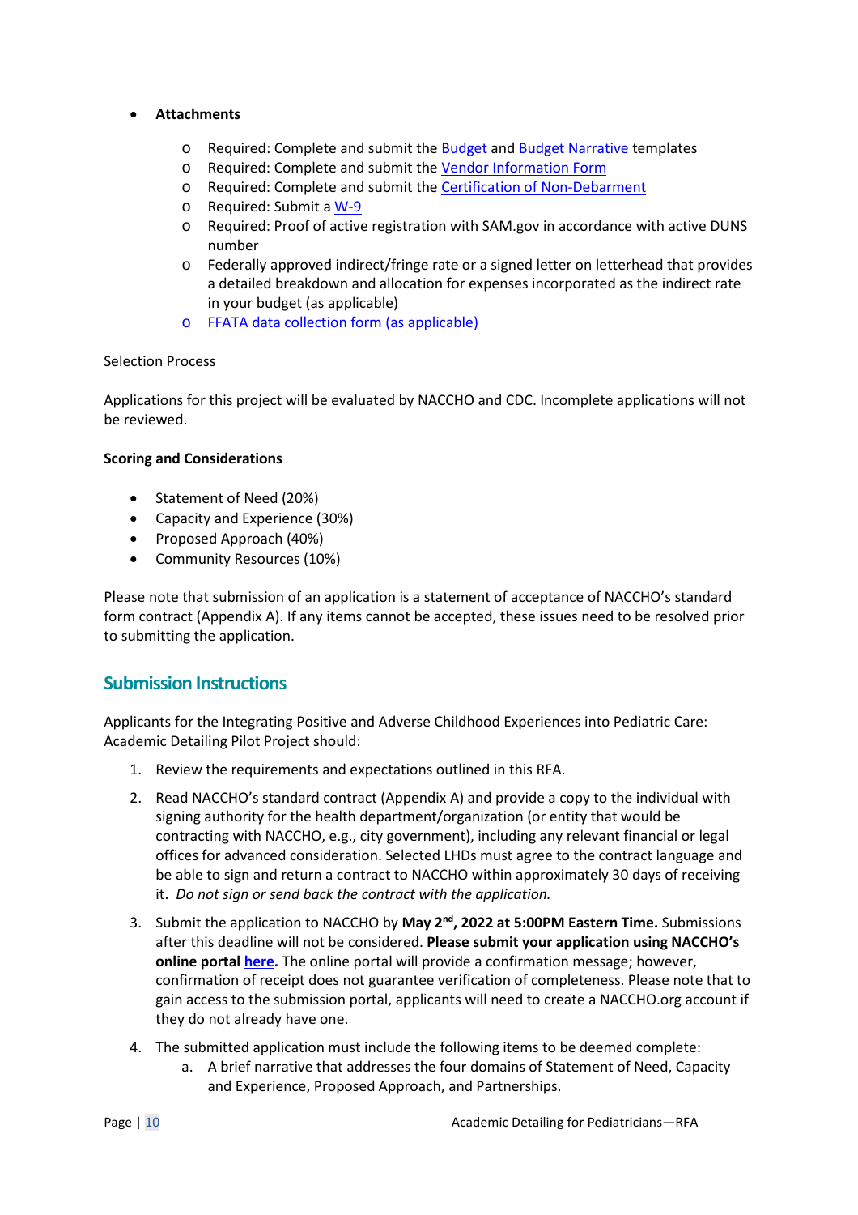- **Attachments**
  - Required: Complete and submit the Budget and Budget Narrative templates
  - Required: Complete and submit the Vendor Information Form
  - Required: Complete and submit the Certification of Non-Debarment
  - Required: Submit a W-9
  - Required: Proof of active registration with SAM.gov in accordance with active DUNS number
  - Federally approved indirect/fringe rate or a signed letter on letterhead that provides a detailed breakdown and allocation for expenses incorporated as the indirect rate in your budget (as applicable)
  - FFATA data collection form (as applicable)

Selection Process

Applications for this project will be evaluated by NACCHO and CDC. Incomplete applications will not be reviewed.

**Scoring and Considerations**

- Statement of Need (20%)
- Capacity and Experience (30%)
- Proposed Approach (40%)
- Community Resources (10%)

Please note that submission of an application is a statement of acceptance of NACCHO's standard form contract (Appendix A). If any items cannot be accepted, these issues need to be resolved prior to submitting the application.

## Submission Instructions

Applicants for the Integrating Positive and Adverse Childhood Experiences into Pediatric Care: Academic Detailing Pilot Project should:

1. Review the requirements and expectations outlined in this RFA.
2. Read NACCHO's standard contract (Appendix A) and provide a copy to the individual with signing authority for the health department/organization (or entity that would be contracting with NACCHO, e.g., city government), including any relevant financial or legal offices for advanced consideration. Selected LHDs must agree to the contract language and be able to sign and return a contract to NACCHO within approximately 30 days of receiving it. *Do not sign or send back the contract with the application.*
3. Submit the application to NACCHO by **May 2nd, 2022 at 5:00PM Eastern Time.** Submissions after this deadline will not be considered. **Please submit your application using NACCHO's online portal here.** The online portal will provide a confirmation message; however, confirmation of receipt does not guarantee verification of completeness. Please note that to gain access to the submission portal, applicants will need to create a NACCHO.org account if they do not already have one.
4. The submitted application must include the following items to be deemed complete:
   a. A brief narrative that addresses the four domains of Statement of Need, Capacity and Experience, Proposed Approach, and Partnerships.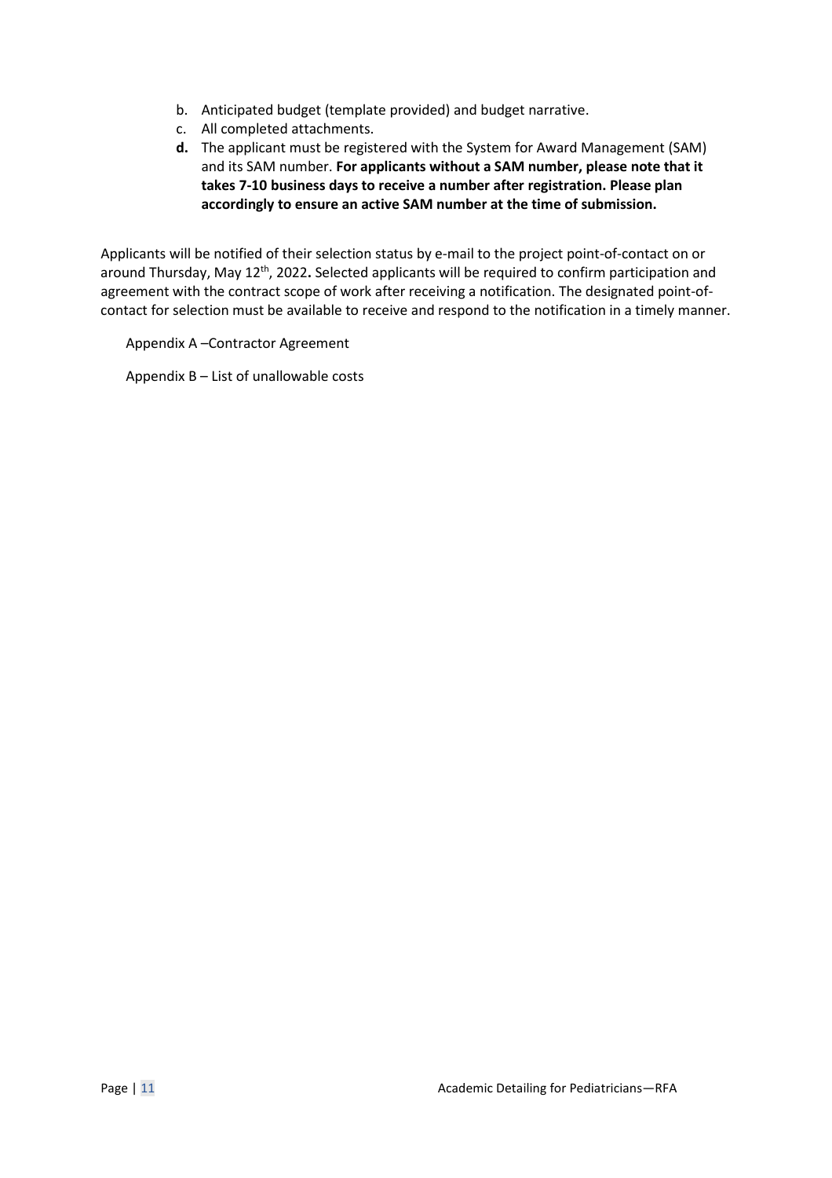b. Anticipated budget (template provided) and budget narrative.
c. All completed attachments.
**d.** The applicant must be registered with the System for Award Management (SAM) and its SAM number. **For applicants without a SAM number, please note that it takes 7-10 business days to receive a number after registration. Please plan accordingly to ensure an active SAM number at the time of submission.**

Applicants will be notified of their selection status by e-mail to the project point-of-contact on or around Thursday, May 12th, 2022**.** Selected applicants will be required to confirm participation and agreement with the contract scope of work after receiving a notification. The designated point-of-contact for selection must be available to receive and respond to the notification in a timely manner.

Appendix A –Contractor Agreement

Appendix B – List of unallowable costs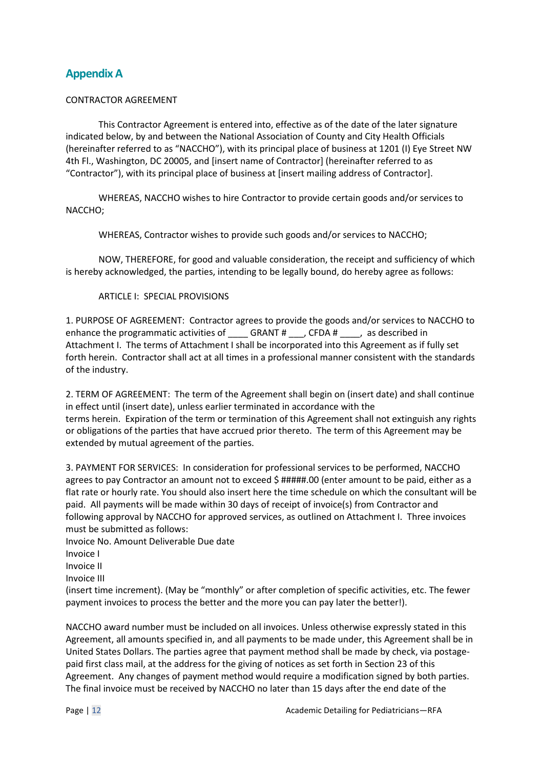## Appendix A

CONTRACTOR AGREEMENT

This Contractor Agreement is entered into, effective as of the date of the later signature indicated below, by and between the National Association of County and City Health Officials (hereinafter referred to as "NACCHO"), with its principal place of business at 1201 (I) Eye Street NW 4th Fl., Washington, DC 20005, and [insert name of Contractor] (hereinafter referred to as "Contractor"), with its principal place of business at [insert mailing address of Contractor].

WHEREAS, NACCHO wishes to hire Contractor to provide certain goods and/or services to NACCHO;

WHEREAS, Contractor wishes to provide such goods and/or services to NACCHO;

NOW, THEREFORE, for good and valuable consideration, the receipt and sufficiency of which is hereby acknowledged, the parties, intending to be legally bound, do hereby agree as follows:

ARTICLE I: SPECIAL PROVISIONS

1. PURPOSE OF AGREEMENT: Contractor agrees to provide the goods and/or services to NACCHO to enhance the programmatic activities of ____ GRANT # ___, CFDA # ____, as described in Attachment I. The terms of Attachment I shall be incorporated into this Agreement as if fully set forth herein. Contractor shall act at all times in a professional manner consistent with the standards of the industry.

2. TERM OF AGREEMENT: The term of the Agreement shall begin on (insert date) and shall continue in effect until (insert date), unless earlier terminated in accordance with the terms herein. Expiration of the term or termination of this Agreement shall not extinguish any rights or obligations of the parties that have accrued prior thereto. The term of this Agreement may be extended by mutual agreement of the parties.

3. PAYMENT FOR SERVICES: In consideration for professional services to be performed, NACCHO agrees to pay Contractor an amount not to exceed $ #####.00 (enter amount to be paid, either as a flat rate or hourly rate. You should also insert here the time schedule on which the consultant will be paid. All payments will be made within 30 days of receipt of invoice(s) from Contractor and following approval by NACCHO for approved services, as outlined on Attachment I. Three invoices must be submitted as follows:

Invoice No. Amount Deliverable Due date
Invoice I
Invoice II
Invoice III

(insert time increment). (May be "monthly" or after completion of specific activities, etc. The fewer payment invoices to process the better and the more you can pay later the better!).

NACCHO award number must be included on all invoices. Unless otherwise expressly stated in this Agreement, all amounts specified in, and all payments to be made under, this Agreement shall be in United States Dollars. The parties agree that payment method shall be made by check, via postage-paid first class mail, at the address for the giving of notices as set forth in Section 23 of this Agreement. Any changes of payment method would require a modification signed by both parties. The final invoice must be received by NACCHO no later than 15 days after the end date of the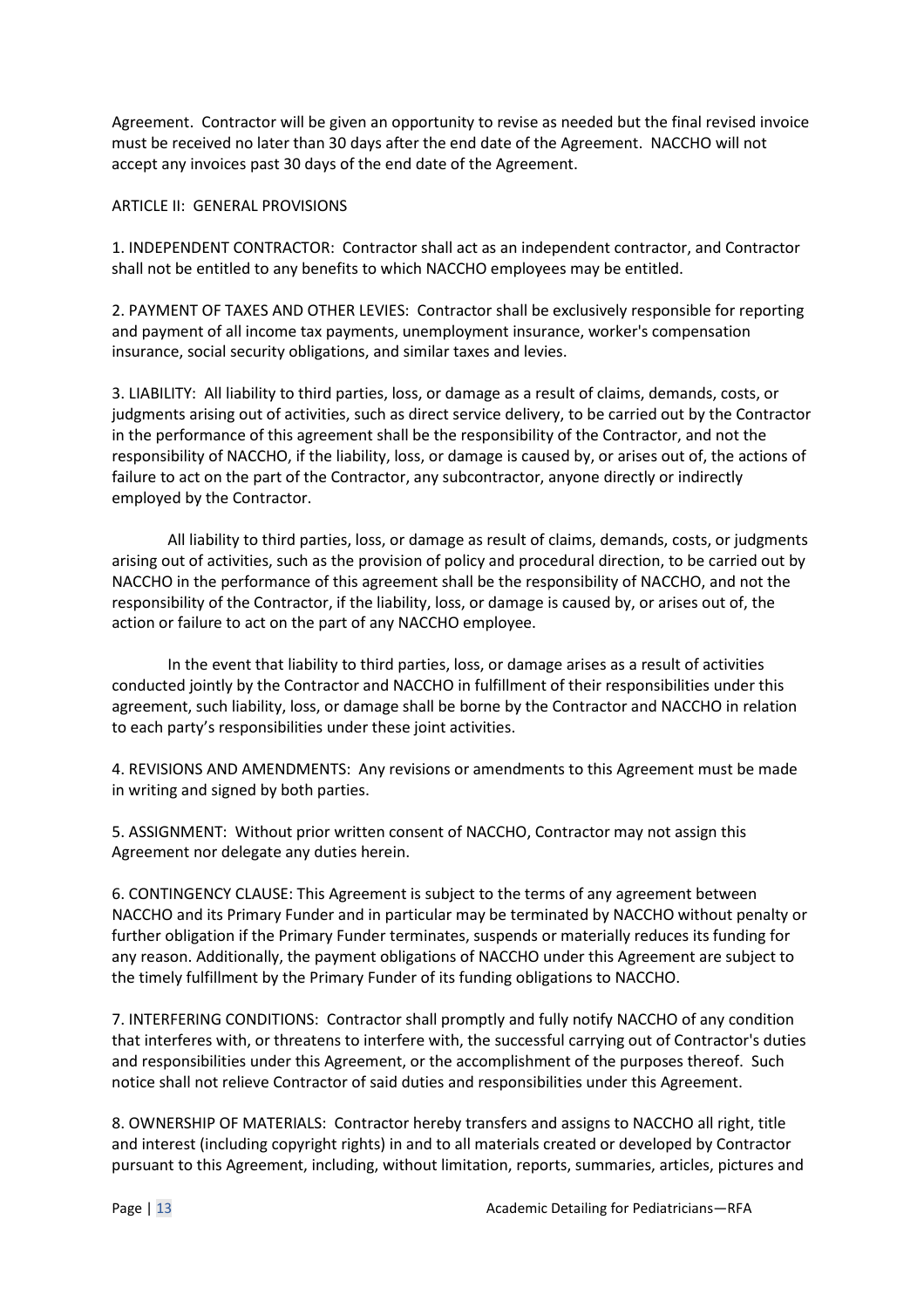Agreement. Contractor will be given an opportunity to revise as needed but the final revised invoice must be received no later than 30 days after the end date of the Agreement. NACCHO will not accept any invoices past 30 days of the end date of the Agreement.

ARTICLE II: GENERAL PROVISIONS

1. INDEPENDENT CONTRACTOR: Contractor shall act as an independent contractor, and Contractor shall not be entitled to any benefits to which NACCHO employees may be entitled.

2. PAYMENT OF TAXES AND OTHER LEVIES: Contractor shall be exclusively responsible for reporting and payment of all income tax payments, unemployment insurance, worker's compensation insurance, social security obligations, and similar taxes and levies.

3. LIABILITY: All liability to third parties, loss, or damage as a result of claims, demands, costs, or judgments arising out of activities, such as direct service delivery, to be carried out by the Contractor in the performance of this agreement shall be the responsibility of the Contractor, and not the responsibility of NACCHO, if the liability, loss, or damage is caused by, or arises out of, the actions of failure to act on the part of the Contractor, any subcontractor, anyone directly or indirectly employed by the Contractor.

All liability to third parties, loss, or damage as result of claims, demands, costs, or judgments arising out of activities, such as the provision of policy and procedural direction, to be carried out by NACCHO in the performance of this agreement shall be the responsibility of NACCHO, and not the responsibility of the Contractor, if the liability, loss, or damage is caused by, or arises out of, the action or failure to act on the part of any NACCHO employee.

In the event that liability to third parties, loss, or damage arises as a result of activities conducted jointly by the Contractor and NACCHO in fulfillment of their responsibilities under this agreement, such liability, loss, or damage shall be borne by the Contractor and NACCHO in relation to each party's responsibilities under these joint activities.

4. REVISIONS AND AMENDMENTS: Any revisions or amendments to this Agreement must be made in writing and signed by both parties.

5. ASSIGNMENT: Without prior written consent of NACCHO, Contractor may not assign this Agreement nor delegate any duties herein.

6. CONTINGENCY CLAUSE: This Agreement is subject to the terms of any agreement between NACCHO and its Primary Funder and in particular may be terminated by NACCHO without penalty or further obligation if the Primary Funder terminates, suspends or materially reduces its funding for any reason. Additionally, the payment obligations of NACCHO under this Agreement are subject to the timely fulfillment by the Primary Funder of its funding obligations to NACCHO.

7. INTERFERING CONDITIONS: Contractor shall promptly and fully notify NACCHO of any condition that interferes with, or threatens to interfere with, the successful carrying out of Contractor's duties and responsibilities under this Agreement, or the accomplishment of the purposes thereof. Such notice shall not relieve Contractor of said duties and responsibilities under this Agreement.

8. OWNERSHIP OF MATERIALS: Contractor hereby transfers and assigns to NACCHO all right, title and interest (including copyright rights) in and to all materials created or developed by Contractor pursuant to this Agreement, including, without limitation, reports, summaries, articles, pictures and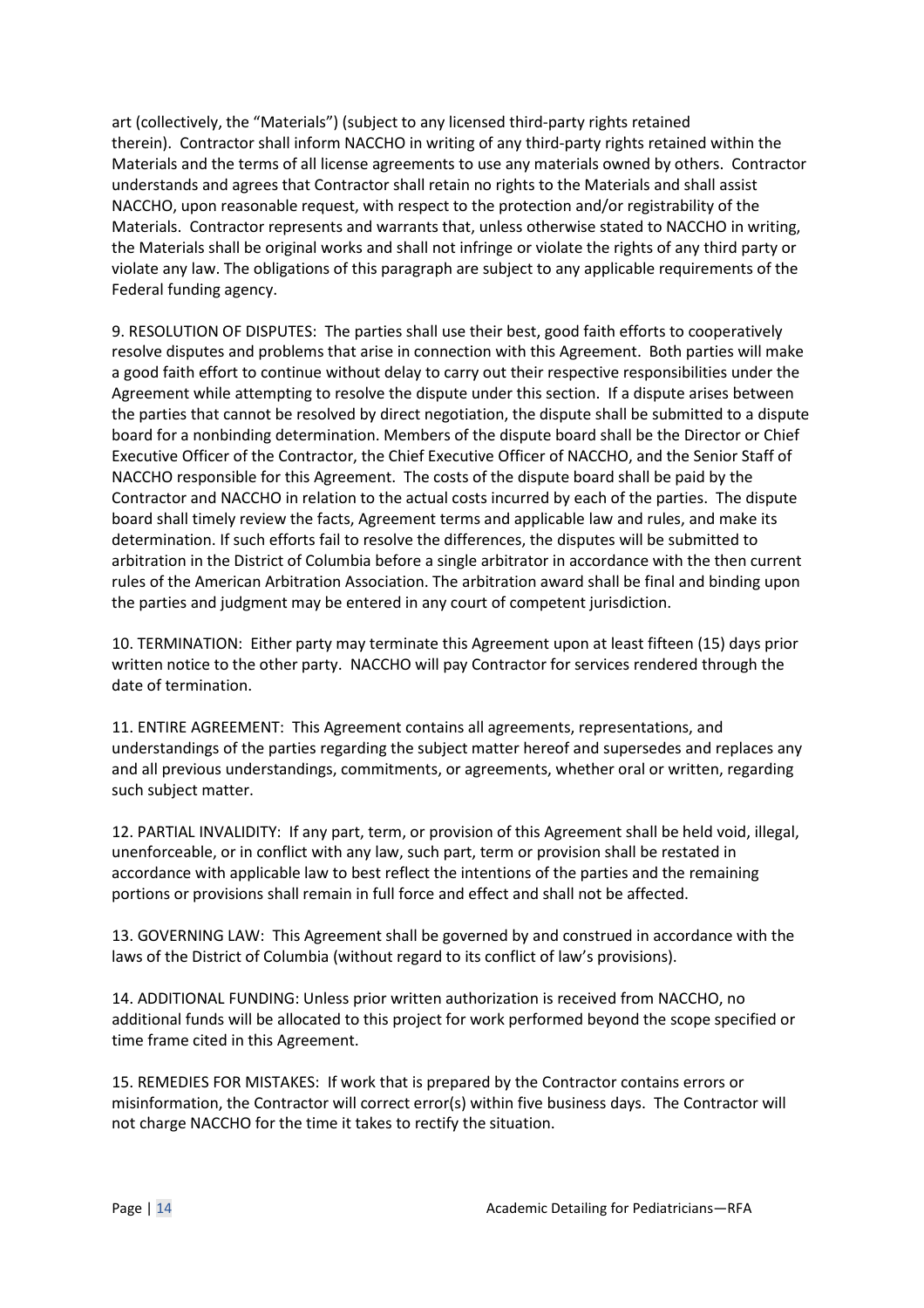art (collectively, the "Materials") (subject to any licensed third-party rights retained therein). Contractor shall inform NACCHO in writing of any third-party rights retained within the Materials and the terms of all license agreements to use any materials owned by others. Contractor understands and agrees that Contractor shall retain no rights to the Materials and shall assist NACCHO, upon reasonable request, with respect to the protection and/or registrability of the Materials. Contractor represents and warrants that, unless otherwise stated to NACCHO in writing, the Materials shall be original works and shall not infringe or violate the rights of any third party or violate any law. The obligations of this paragraph are subject to any applicable requirements of the Federal funding agency.

9. RESOLUTION OF DISPUTES: The parties shall use their best, good faith efforts to cooperatively resolve disputes and problems that arise in connection with this Agreement. Both parties will make a good faith effort to continue without delay to carry out their respective responsibilities under the Agreement while attempting to resolve the dispute under this section. If a dispute arises between the parties that cannot be resolved by direct negotiation, the dispute shall be submitted to a dispute board for a nonbinding determination. Members of the dispute board shall be the Director or Chief Executive Officer of the Contractor, the Chief Executive Officer of NACCHO, and the Senior Staff of NACCHO responsible for this Agreement. The costs of the dispute board shall be paid by the Contractor and NACCHO in relation to the actual costs incurred by each of the parties. The dispute board shall timely review the facts, Agreement terms and applicable law and rules, and make its determination. If such efforts fail to resolve the differences, the disputes will be submitted to arbitration in the District of Columbia before a single arbitrator in accordance with the then current rules of the American Arbitration Association. The arbitration award shall be final and binding upon the parties and judgment may be entered in any court of competent jurisdiction.

10. TERMINATION: Either party may terminate this Agreement upon at least fifteen (15) days prior written notice to the other party. NACCHO will pay Contractor for services rendered through the date of termination.

11. ENTIRE AGREEMENT: This Agreement contains all agreements, representations, and understandings of the parties regarding the subject matter hereof and supersedes and replaces any and all previous understandings, commitments, or agreements, whether oral or written, regarding such subject matter.

12. PARTIAL INVALIDITY: If any part, term, or provision of this Agreement shall be held void, illegal, unenforceable, or in conflict with any law, such part, term or provision shall be restated in accordance with applicable law to best reflect the intentions of the parties and the remaining portions or provisions shall remain in full force and effect and shall not be affected.

13. GOVERNING LAW: This Agreement shall be governed by and construed in accordance with the laws of the District of Columbia (without regard to its conflict of law's provisions).

14. ADDITIONAL FUNDING: Unless prior written authorization is received from NACCHO, no additional funds will be allocated to this project for work performed beyond the scope specified or time frame cited in this Agreement.

15. REMEDIES FOR MISTAKES: If work that is prepared by the Contractor contains errors or misinformation, the Contractor will correct error(s) within five business days. The Contractor will not charge NACCHO for the time it takes to rectify the situation.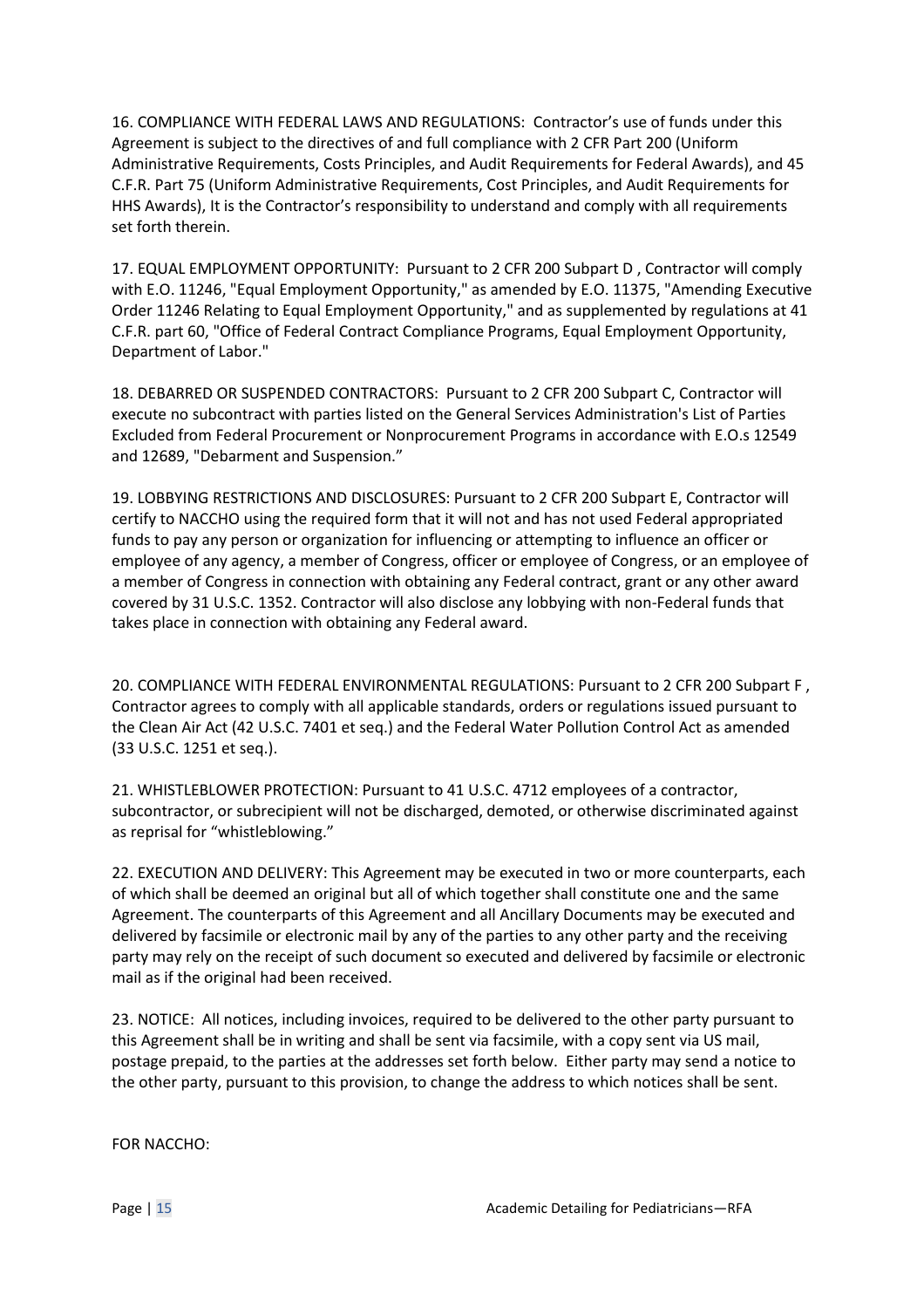16. COMPLIANCE WITH FEDERAL LAWS AND REGULATIONS: Contractor's use of funds under this Agreement is subject to the directives of and full compliance with 2 CFR Part 200 (Uniform Administrative Requirements, Costs Principles, and Audit Requirements for Federal Awards), and 45 C.F.R. Part 75 (Uniform Administrative Requirements, Cost Principles, and Audit Requirements for HHS Awards), It is the Contractor's responsibility to understand and comply with all requirements set forth therein.

17. EQUAL EMPLOYMENT OPPORTUNITY: Pursuant to 2 CFR 200 Subpart D , Contractor will comply with E.O. 11246, "Equal Employment Opportunity," as amended by E.O. 11375, "Amending Executive Order 11246 Relating to Equal Employment Opportunity," and as supplemented by regulations at 41 C.F.R. part 60, "Office of Federal Contract Compliance Programs, Equal Employment Opportunity, Department of Labor."

18. DEBARRED OR SUSPENDED CONTRACTORS: Pursuant to 2 CFR 200 Subpart C, Contractor will execute no subcontract with parties listed on the General Services Administration's List of Parties Excluded from Federal Procurement or Nonprocurement Programs in accordance with E.O.s 12549 and 12689, "Debarment and Suspension."

19. LOBBYING RESTRICTIONS AND DISCLOSURES: Pursuant to 2 CFR 200 Subpart E, Contractor will certify to NACCHO using the required form that it will not and has not used Federal appropriated funds to pay any person or organization for influencing or attempting to influence an officer or employee of any agency, a member of Congress, officer or employee of Congress, or an employee of a member of Congress in connection with obtaining any Federal contract, grant or any other award covered by 31 U.S.C. 1352. Contractor will also disclose any lobbying with non-Federal funds that takes place in connection with obtaining any Federal award.

20. COMPLIANCE WITH FEDERAL ENVIRONMENTAL REGULATIONS: Pursuant to 2 CFR 200 Subpart F , Contractor agrees to comply with all applicable standards, orders or regulations issued pursuant to the Clean Air Act (42 U.S.C. 7401 et seq.) and the Federal Water Pollution Control Act as amended (33 U.S.C. 1251 et seq.).

21. WHISTLEBLOWER PROTECTION: Pursuant to 41 U.S.C. 4712 employees of a contractor, subcontractor, or subrecipient will not be discharged, demoted, or otherwise discriminated against as reprisal for "whistleblowing."

22. EXECUTION AND DELIVERY: This Agreement may be executed in two or more counterparts, each of which shall be deemed an original but all of which together shall constitute one and the same Agreement. The counterparts of this Agreement and all Ancillary Documents may be executed and delivered by facsimile or electronic mail by any of the parties to any other party and the receiving party may rely on the receipt of such document so executed and delivered by facsimile or electronic mail as if the original had been received.

23. NOTICE: All notices, including invoices, required to be delivered to the other party pursuant to this Agreement shall be in writing and shall be sent via facsimile, with a copy sent via US mail, postage prepaid, to the parties at the addresses set forth below. Either party may send a notice to the other party, pursuant to this provision, to change the address to which notices shall be sent.

FOR NACCHO: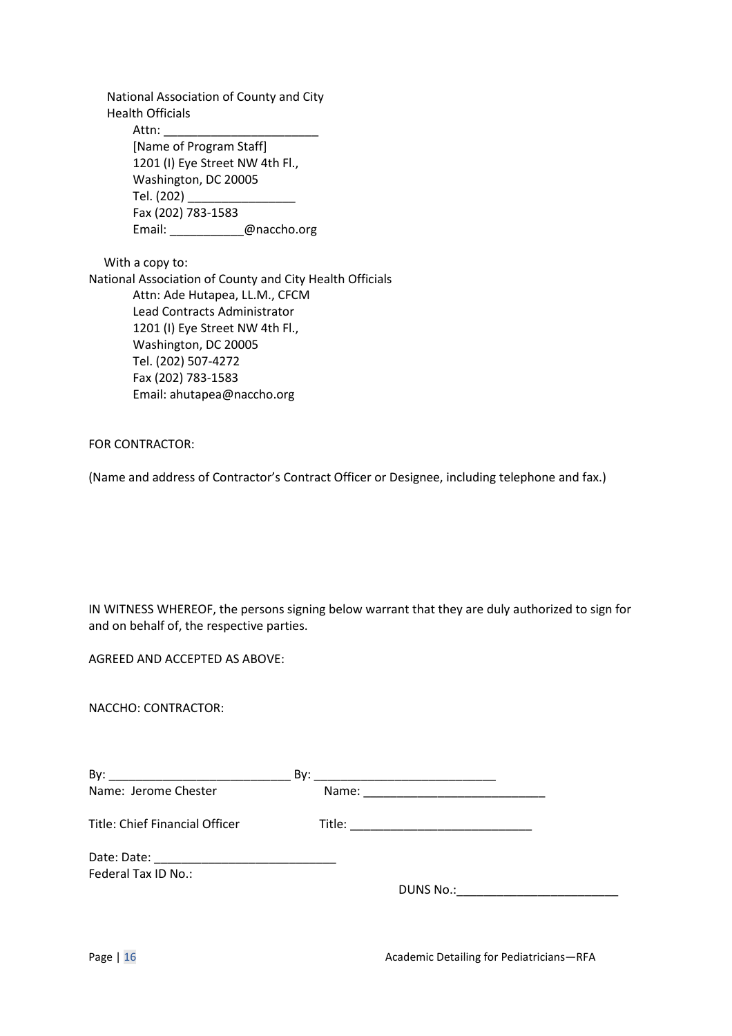National Association of County and City Health Officials
Attn: _______________________
[Name of Program Staff]
1201 (I) Eye Street NW 4th Fl.,
Washington, DC 20005
Tel. (202) ________________
Fax (202) 783-1583
Email: ___________@naccho.org

With a copy to:
National Association of County and City Health Officials
Attn: Ade Hutapea, LL.M., CFCM
Lead Contracts Administrator
1201 (I) Eye Street NW 4th Fl.,
Washington, DC 20005
Tel. (202) 507-4272
Fax (202) 783-1583
Email: ahutapea@naccho.org

FOR CONTRACTOR:

(Name and address of Contractor's Contract Officer or Designee, including telephone and fax.)

IN WITNESS WHEREOF, the persons signing below warrant that they are duly authorized to sign for and on behalf of, the respective parties.

AGREED AND ACCEPTED AS ABOVE:

NACCHO: CONTRACTOR:

By: ___________________________ By: ___________________________
Name: Jerome Chester Name: ___________________________

Title: Chief Financial Officer Title: ___________________________

Date: Date: ___________________________
Federal Tax ID No.:

DUNS No.:________________________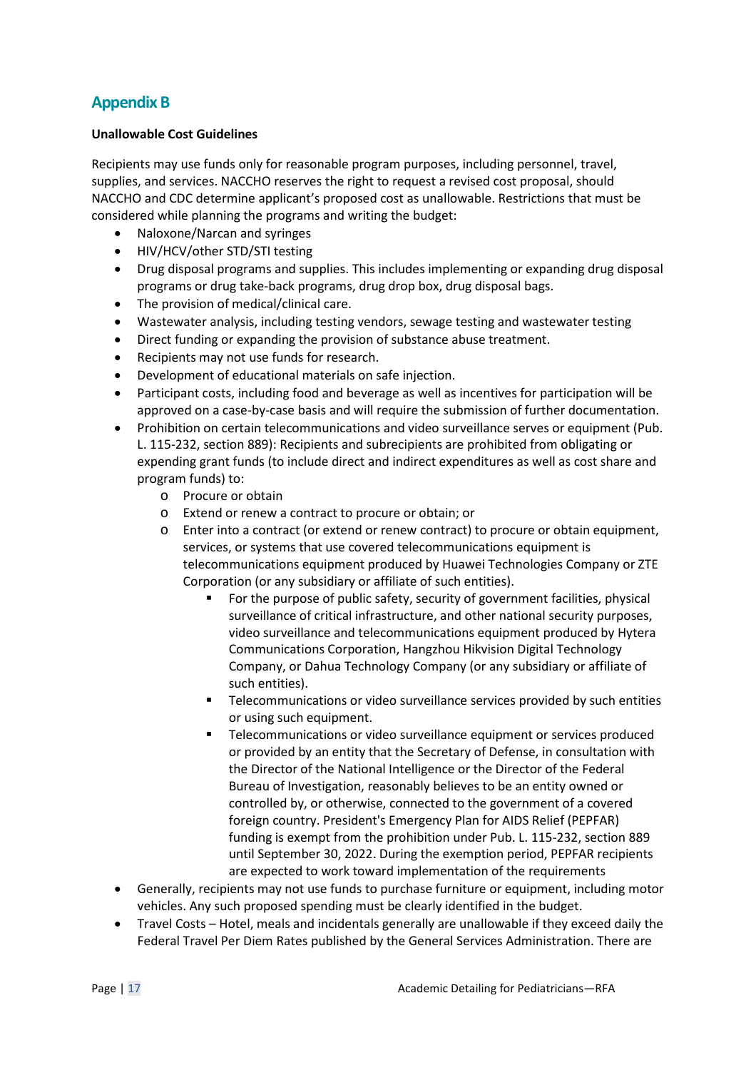## Appendix B

**Unallowable Cost Guidelines**

Recipients may use funds only for reasonable program purposes, including personnel, travel, supplies, and services. NACCHO reserves the right to request a revised cost proposal, should NACCHO and CDC determine applicant's proposed cost as unallowable. Restrictions that must be considered while planning the programs and writing the budget:

- Naloxone/Narcan and syringes
- HIV/HCV/other STD/STI testing
- Drug disposal programs and supplies. This includes implementing or expanding drug disposal programs or drug take-back programs, drug drop box, drug disposal bags.
- The provision of medical/clinical care.
- Wastewater analysis, including testing vendors, sewage testing and wastewater testing
- Direct funding or expanding the provision of substance abuse treatment.
- Recipients may not use funds for research.
- Development of educational materials on safe injection.
- Participant costs, including food and beverage as well as incentives for participation will be approved on a case-by-case basis and will require the submission of further documentation.
- Prohibition on certain telecommunications and video surveillance serves or equipment (Pub. L. 115-232, section 889): Recipients and subrecipients are prohibited from obligating or expending grant funds (to include direct and indirect expenditures as well as cost share and program funds) to:
  - Procure or obtain
  - Extend or renew a contract to procure or obtain; or
  - Enter into a contract (or extend or renew contract) to procure or obtain equipment, services, or systems that use covered telecommunications equipment is telecommunications equipment produced by Huawei Technologies Company or ZTE Corporation (or any subsidiary or affiliate of such entities).
    - For the purpose of public safety, security of government facilities, physical surveillance of critical infrastructure, and other national security purposes, video surveillance and telecommunications equipment produced by Hytera Communications Corporation, Hangzhou Hikvision Digital Technology Company, or Dahua Technology Company (or any subsidiary or affiliate of such entities).
    - Telecommunications or video surveillance services provided by such entities or using such equipment.
    - Telecommunications or video surveillance equipment or services produced or provided by an entity that the Secretary of Defense, in consultation with the Director of the National Intelligence or the Director of the Federal Bureau of Investigation, reasonably believes to be an entity owned or controlled by, or otherwise, connected to the government of a covered foreign country. President's Emergency Plan for AIDS Relief (PEPFAR) funding is exempt from the prohibition under Pub. L. 115-232, section 889 until September 30, 2022. During the exemption period, PEPFAR recipients are expected to work toward implementation of the requirements
- Generally, recipients may not use funds to purchase furniture or equipment, including motor vehicles. Any such proposed spending must be clearly identified in the budget.
- Travel Costs – Hotel, meals and incidentals generally are unallowable if they exceed daily the Federal Travel Per Diem Rates published by the General Services Administration. There are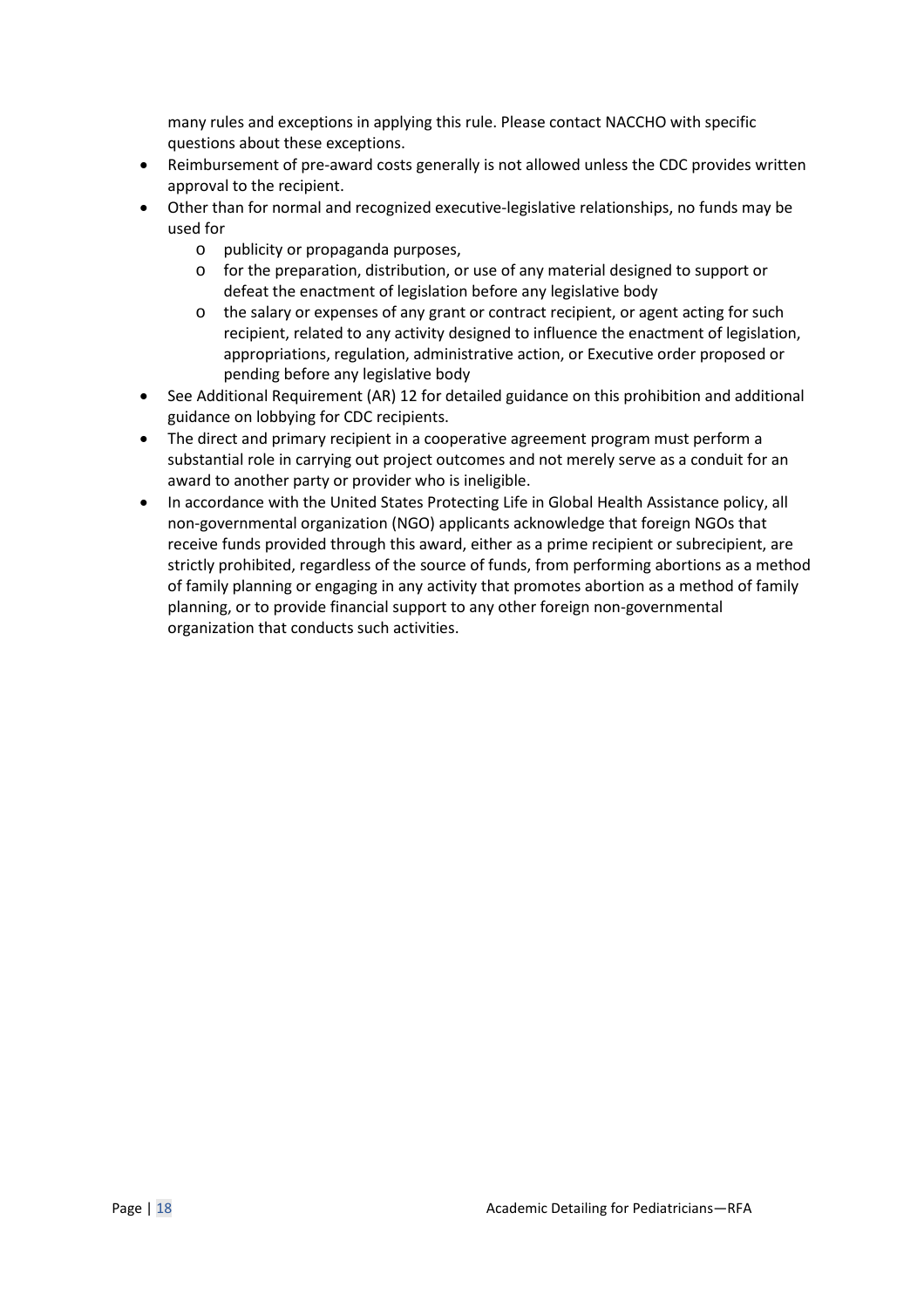many rules and exceptions in applying this rule. Please contact NACCHO with specific questions about these exceptions.

- Reimbursement of pre-award costs generally is not allowed unless the CDC provides written approval to the recipient.
- Other than for normal and recognized executive-legislative relationships, no funds may be used for
  - publicity or propaganda purposes,
  - for the preparation, distribution, or use of any material designed to support or defeat the enactment of legislation before any legislative body
  - the salary or expenses of any grant or contract recipient, or agent acting for such recipient, related to any activity designed to influence the enactment of legislation, appropriations, regulation, administrative action, or Executive order proposed or pending before any legislative body
- See Additional Requirement (AR) 12 for detailed guidance on this prohibition and additional guidance on lobbying for CDC recipients.
- The direct and primary recipient in a cooperative agreement program must perform a substantial role in carrying out project outcomes and not merely serve as a conduit for an award to another party or provider who is ineligible.
- In accordance with the United States Protecting Life in Global Health Assistance policy, all non-governmental organization (NGO) applicants acknowledge that foreign NGOs that receive funds provided through this award, either as a prime recipient or subrecipient, are strictly prohibited, regardless of the source of funds, from performing abortions as a method of family planning or engaging in any activity that promotes abortion as a method of family planning, or to provide financial support to any other foreign non-governmental organization that conducts such activities.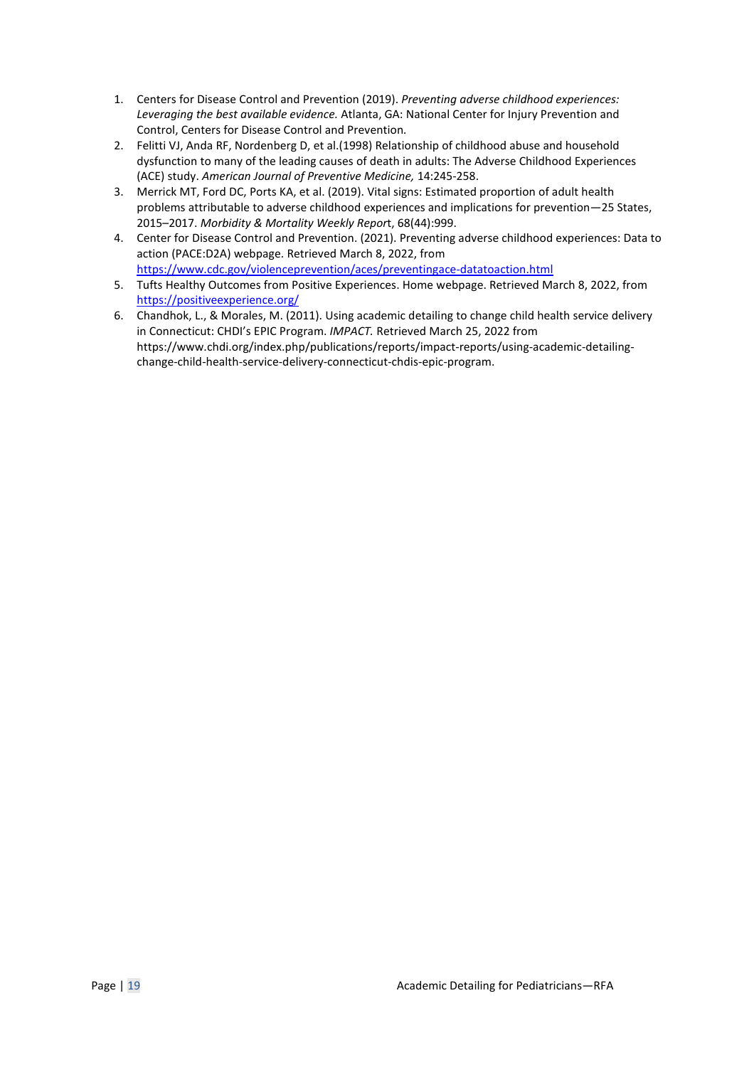1. Centers for Disease Control and Prevention (2019). *Preventing adverse childhood experiences: Leveraging the best available evidence.* Atlanta, GA: National Center for Injury Prevention and Control, Centers for Disease Control and Prevention.
2. Felitti VJ, Anda RF, Nordenberg D, et al.(1998) Relationship of childhood abuse and household dysfunction to many of the leading causes of death in adults: The Adverse Childhood Experiences (ACE) study. *American Journal of Preventive Medicine,* 14:245-258.
3. Merrick MT, Ford DC, Ports KA, et al. (2019). Vital signs: Estimated proportion of adult health problems attributable to adverse childhood experiences and implications for prevention—25 States, 2015–2017. *Morbidity & Mortality Weekly Repor*t, 68(44):999.
4. Center for Disease Control and Prevention. (2021). Preventing adverse childhood experiences: Data to action (PACE:D2A) webpage. Retrieved March 8, 2022, from [https://www.cdc.gov/violenceprevention/aces/preventingace-datatoaction.html](https://www.cdc.gov/violenceprevention/aces/preventingace-datatoaction.html)
5. Tufts Healthy Outcomes from Positive Experiences. Home webpage. Retrieved March 8, 2022, from [https://positiveexperience.org/](https://positiveexperience.org/)
6. Chandhok, L., & Morales, M. (2011). Using academic detailing to change child health service delivery in Connecticut: CHDI's EPIC Program. *IMPACT.* Retrieved March 25, 2022 from https://www.chdi.org/index.php/publications/reports/impact-reports/using-academic-detailing-change-child-health-service-delivery-connecticut-chdis-epic-program.